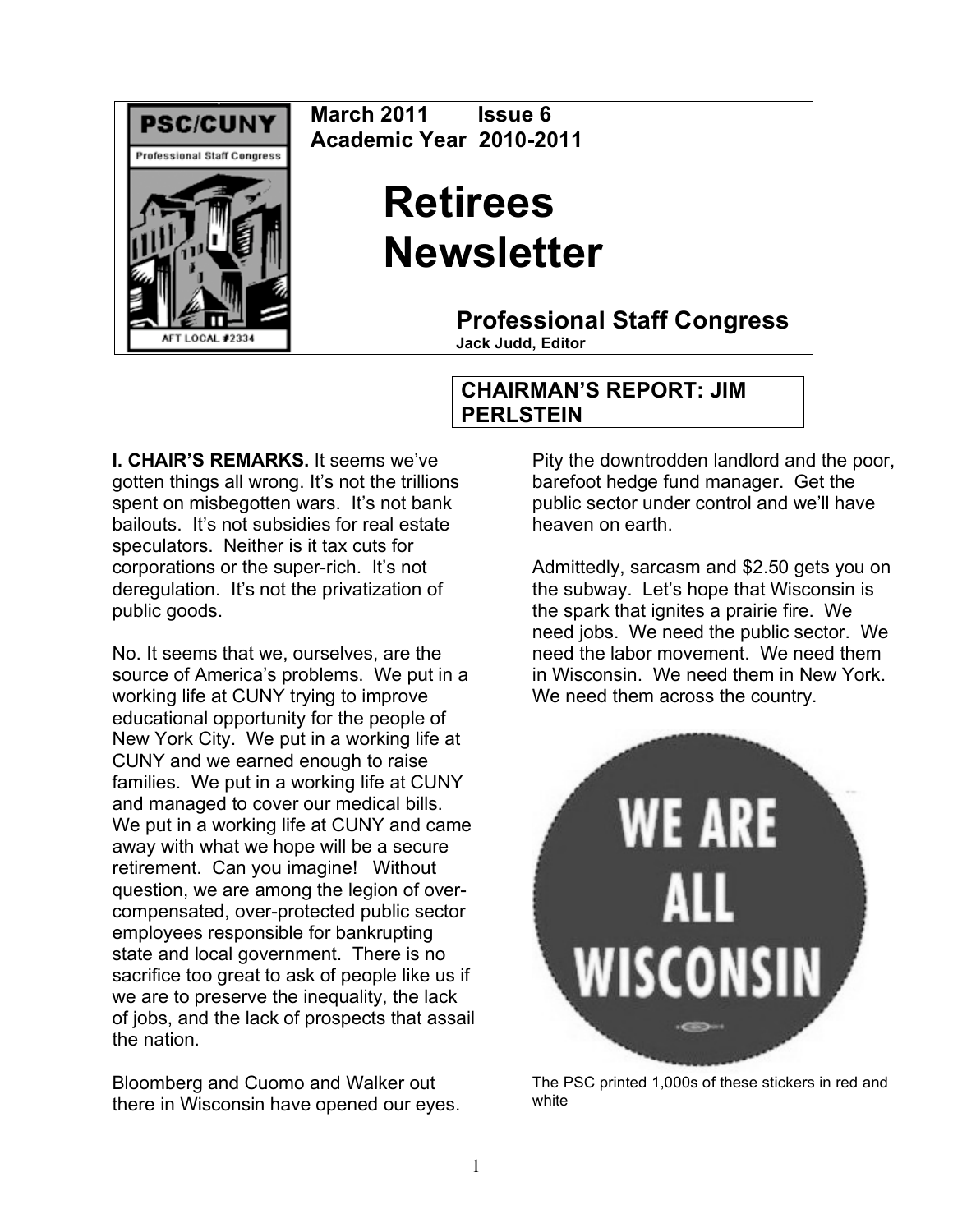March 2011 Issue 6
Academic Year 2010-2011

# Retirees Newsletter

## Professional Staff Congress

**Jack Judd, Editor**

## CHAIRMAN'S REPORT: JIM PERLSTEIN

**I. CHAIR'S REMARKS.** It seems we've gotten things all wrong. It's not the trillions spent on misbegotten wars. It's not bank bailouts. It's not subsidies for real estate speculators. Neither is it tax cuts for corporations or the super-rich. It's not deregulation. It's not the privatization of public goods.

No. It seems that we, ourselves, are the source of America's problems. We put in a working life at CUNY trying to improve educational opportunity for the people of New York City. We put in a working life at CUNY and we earned enough to raise families. We put in a working life at CUNY and managed to cover our medical bills. We put in a working life at CUNY and came away with what we hope will be a secure retirement. Can you imagine! Without question, we are among the legion of over-compensated, over-protected public sector employees responsible for bankrupting state and local government. There is no sacrifice too great to ask of people like us if we are to preserve the inequality, the lack of jobs, and the lack of prospects that assail the nation.

Bloomberg and Cuomo and Walker out there in Wisconsin have opened our eyes. Pity the downtrodden landlord and the poor, barefoot hedge fund manager. Get the public sector under control and we'll have heaven on earth.

Admittedly, sarcasm and $2.50 gets you on the subway. Let's hope that Wisconsin is the spark that ignites a prairie fire. We need jobs. We need the public sector. We need the labor movement. We need them in Wisconsin. We need them in New York. We need them across the country.

WE ARE ALL WISCONSIN

The PSC printed 1,000s of these stickers in red and white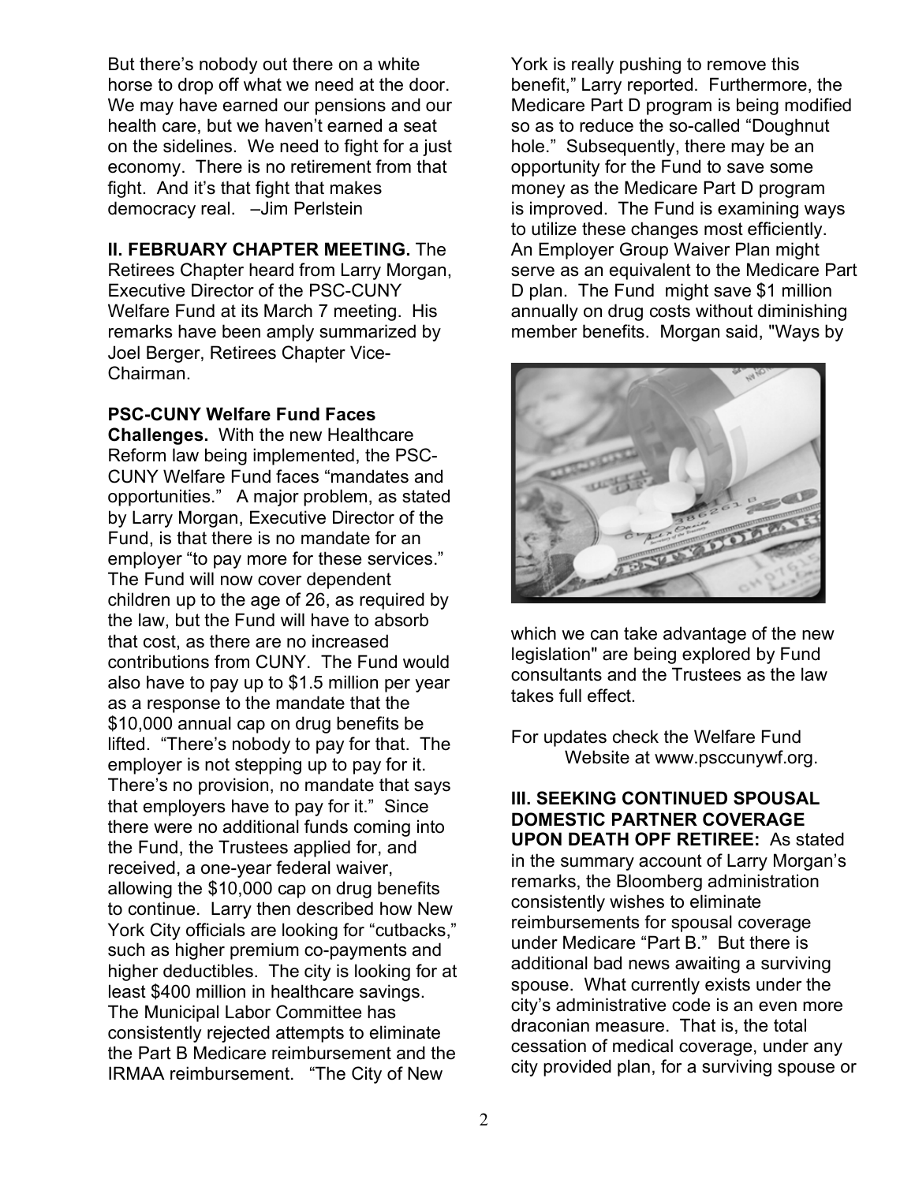But there's nobody out there on a white horse to drop off what we need at the door. We may have earned our pensions and our health care, but we haven't earned a seat on the sidelines. We need to fight for a just economy. There is no retirement from that fight. And it's that fight that makes democracy real. –Jim Perlstein

**II. FEBRUARY CHAPTER MEETING.** The Retirees Chapter heard from Larry Morgan, Executive Director of the PSC-CUNY Welfare Fund at its March 7 meeting. His remarks have been amply summarized by Joel Berger, Retirees Chapter Vice-Chairman.

**PSC-CUNY Welfare Fund Faces Challenges.** With the new Healthcare Reform law being implemented, the PSC-CUNY Welfare Fund faces "mandates and opportunities." A major problem, as stated by Larry Morgan, Executive Director of the Fund, is that there is no mandate for an employer "to pay more for these services." The Fund will now cover dependent children up to the age of 26, as required by the law, but the Fund will have to absorb that cost, as there are no increased contributions from CUNY. The Fund would also have to pay up to $1.5 million per year as a response to the mandate that the $10,000 annual cap on drug benefits be lifted. "There's nobody to pay for that. The employer is not stepping up to pay for it. There's no provision, no mandate that says that employers have to pay for it." Since there were no additional funds coming into the Fund, the Trustees applied for, and received, a one-year federal waiver, allowing the $10,000 cap on drug benefits to continue. Larry then described how New York City officials are looking for "cutbacks," such as higher premium co-payments and higher deductibles. The city is looking for at least $400 million in healthcare savings. The Municipal Labor Committee has consistently rejected attempts to eliminate the Part B Medicare reimbursement and the IRMAA reimbursement. "The City of New York is really pushing to remove this benefit," Larry reported. Furthermore, the Medicare Part D program is being modified so as to reduce the so-called "Doughnut hole." Subsequently, there may be an opportunity for the Fund to save some money as the Medicare Part D program is improved. The Fund is examining ways to utilize these changes most efficiently. An Employer Group Waiver Plan might serve as an equivalent to the Medicare Part D plan. The Fund might save $1 million annually on drug costs without diminishing member benefits. Morgan said, "Ways by which we can take advantage of the new legislation" are being explored by Fund consultants and the Trustees as the law takes full effect.

For updates check the Welfare Fund Website at www.psccunywf.org.

**III. SEEKING CONTINUED SPOUSAL DOMESTIC PARTNER COVERAGE UPON DEATH OPF RETIREE:** As stated in the summary account of Larry Morgan's remarks, the Bloomberg administration consistently wishes to eliminate reimbursements for spousal coverage under Medicare "Part B." But there is additional bad news awaiting a surviving spouse. What currently exists under the city's administrative code is an even more draconian measure. That is, the total cessation of medical coverage, under any city provided plan, for a surviving spouse or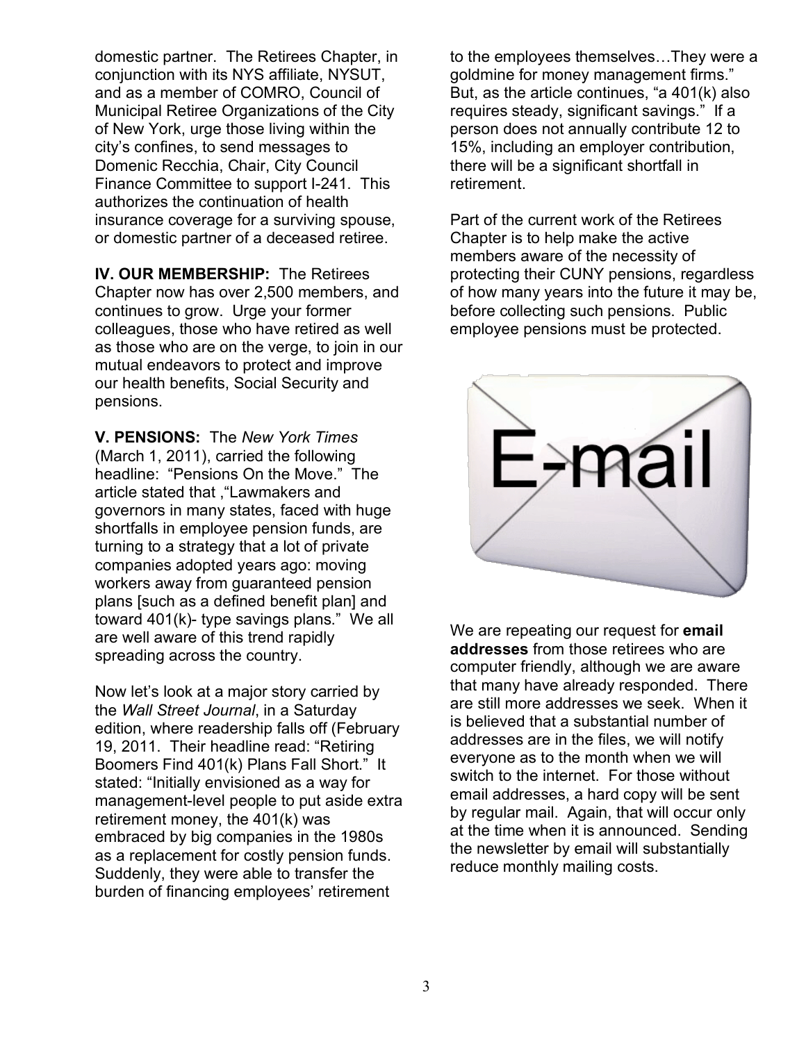domestic partner. The Retirees Chapter, in conjunction with its NYS affiliate, NYSUT, and as a member of COMRO, Council of Municipal Retiree Organizations of the City of New York, urge those living within the city's confines, to send messages to Domenic Recchia, Chair, City Council Finance Committee to support I-241. This authorizes the continuation of health insurance coverage for a surviving spouse, or domestic partner of a deceased retiree.

**IV. OUR MEMBERSHIP:** The Retirees Chapter now has over 2,500 members, and continues to grow. Urge your former colleagues, those who have retired as well as those who are on the verge, to join in our mutual endeavors to protect and improve our health benefits, Social Security and pensions.

**V. PENSIONS:** The *New York Times* (March 1, 2011), carried the following headline: "Pensions On the Move." The article stated that ,"Lawmakers and governors in many states, faced with huge shortfalls in employee pension funds, are turning to a strategy that a lot of private companies adopted years ago: moving workers away from guaranteed pension plans [such as a defined benefit plan] and toward 401(k)- type savings plans." We all are well aware of this trend rapidly spreading across the country.

Now let's look at a major story carried by the *Wall Street Journal*, in a Saturday edition, where readership falls off (February 19, 2011. Their headline read: "Retiring Boomers Find 401(k) Plans Fall Short." It stated: "Initially envisioned as a way for management-level people to put aside extra retirement money, the 401(k) was embraced by big companies in the 1980s as a replacement for costly pension funds. Suddenly, they were able to transfer the burden of financing employees' retirement to the employees themselves…They were a goldmine for money management firms." But, as the article continues, "a 401(k) also requires steady, significant savings." If a person does not annually contribute 12 to 15%, including an employer contribution, there will be a significant shortfall in retirement.

Part of the current work of the Retirees Chapter is to help make the active members aware of the necessity of protecting their CUNY pensions, regardless of how many years into the future it may be, before collecting such pensions. Public employee pensions must be protected.

We are repeating our request for **email addresses** from those retirees who are computer friendly, although we are aware that many have already responded. There are still more addresses we seek. When it is believed that a substantial number of addresses are in the files, we will notify everyone as to the month when we will switch to the internet. For those without email addresses, a hard copy will be sent by regular mail. Again, that will occur only at the time when it is announced. Sending the newsletter by email will substantially reduce monthly mailing costs.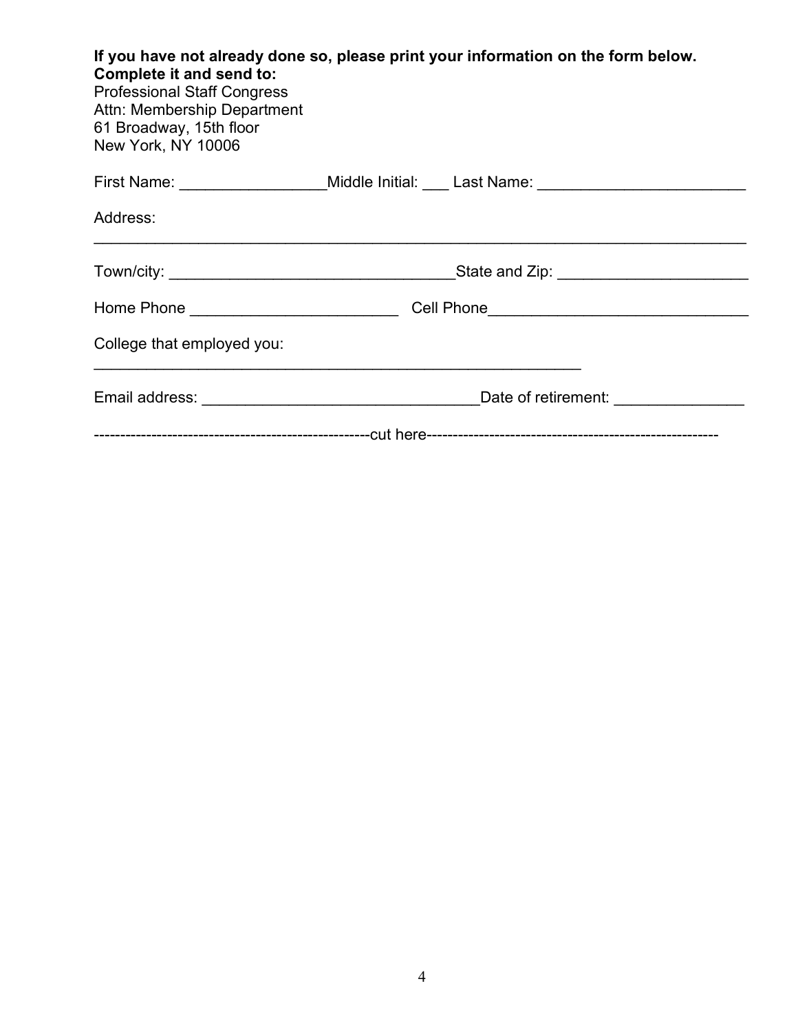**If you have not already done so, please print your information on the form below.**
**Complete it and send to:**

Professional Staff Congress
Attn: Membership Department
61 Broadway, 15th floor
New York, NY 10006

First Name: _________________Middle Initial: ___ Last Name: ________________________

Address:

_____________________________________________________________________________

Town/city: _________________________________State and Zip: ______________________

Home Phone ________________________ Cell Phone______________________________

College that employed you:

_________________________________________________________

Email address: ________________________________Date of retirement: _______________

---------------------------------------------------cut here-------------------------------------------------------